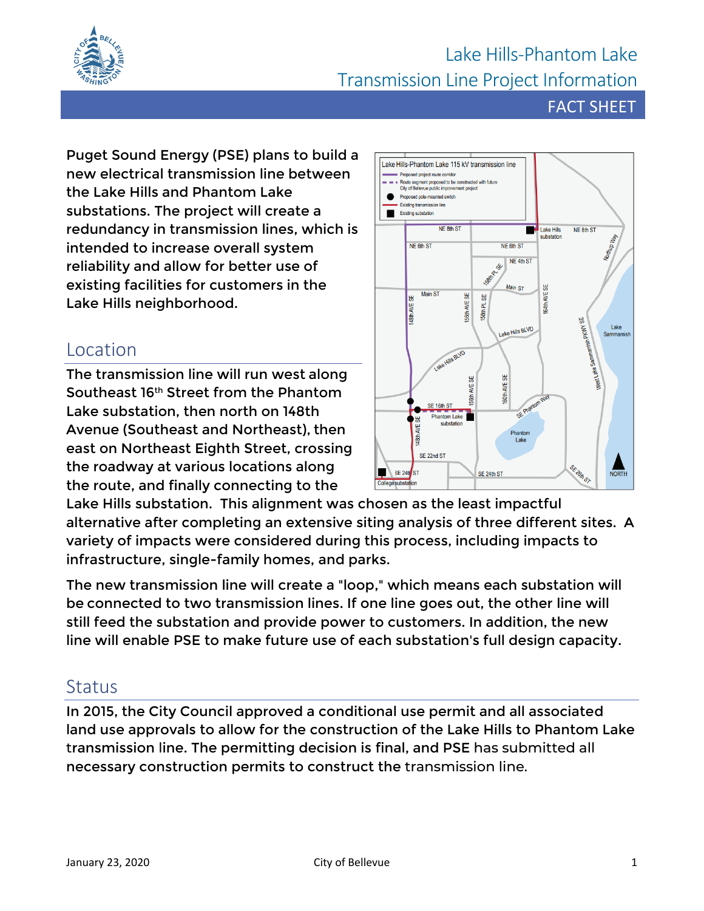# Lake Hills-Phantom Lake Transmission Line Project Information

FACT SHEET

Puget Sound Energy (PSE) plans to build a new electrical transmission line between the Lake Hills and Phantom Lake substations. The project will create a redundancy in transmission lines, which is intended to increase overall system reliability and allow for better use of existing facilities for customers in the Lake Hills neighborhood.

## Location

The transmission line will run west along Southeast 16th Street from the Phantom Lake substation, then north on 148th Avenue (Southeast and Northeast), then east on Northeast Eighth Street, crossing the roadway at various locations along the route, and finally connecting to the Lake Hills substation. This alignment was chosen as the least impactful alternative after completing an extensive siting analysis of three different sites. A variety of impacts were considered during this process, including impacts to infrastructure, single-family homes, and parks.

The new transmission line will create a "loop," which means each substation will be connected to two transmission lines. If one line goes out, the other line will still feed the substation and provide power to customers. In addition, the new line will enable PSE to make future use of each substation's full design capacity.

## Status

In 2015, the City Council approved a conditional use permit and all associated land use approvals to allow for the construction of the Lake Hills to Phantom Lake transmission line. The permitting decision is final, and PSE has submitted all necessary construction permits to construct the transmission line.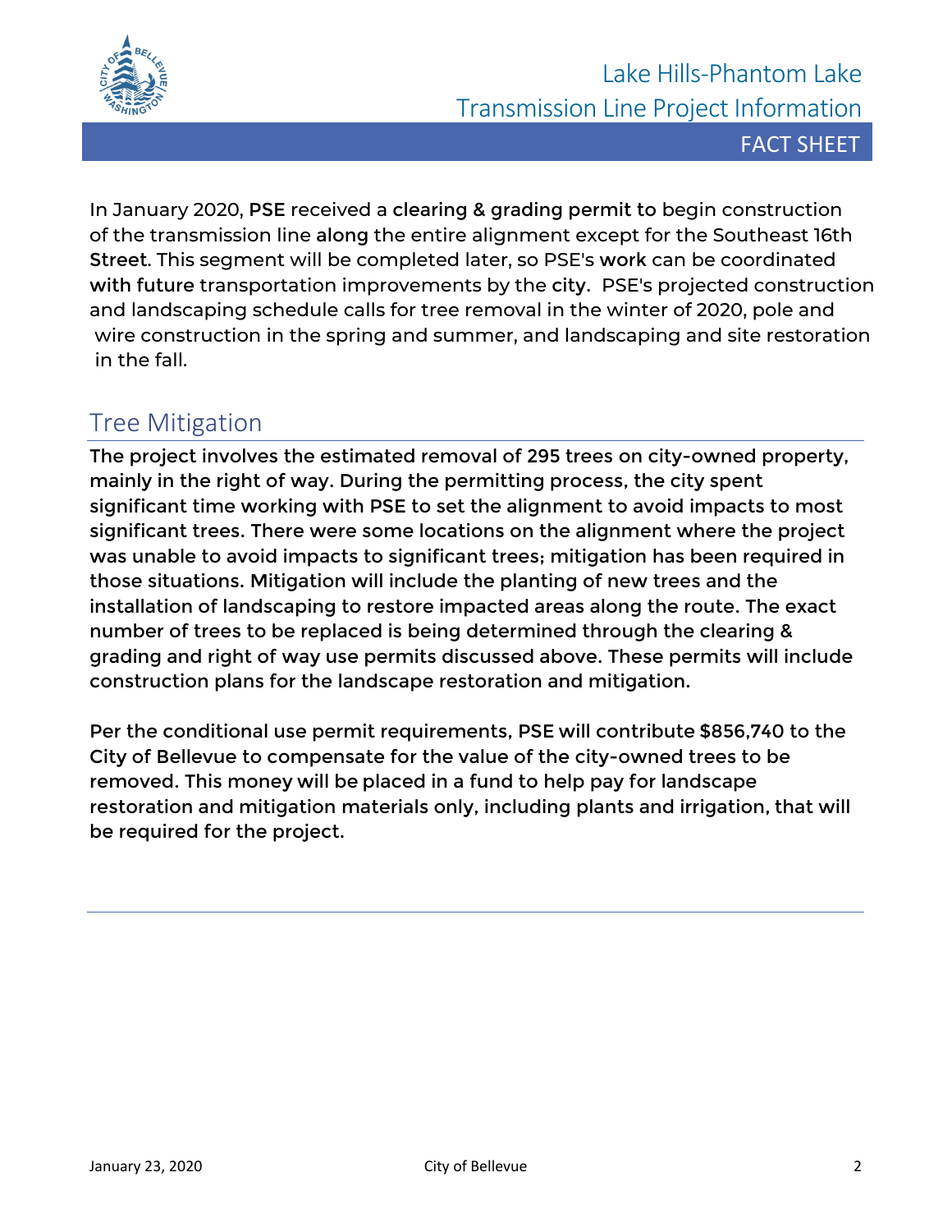In January 2020, PSE received a clearing & grading permit to begin construction of the transmission line along the entire alignment except for the Southeast 16th Street. This segment will be completed later, so PSE's work can be coordinated with future transportation improvements by the city. PSE's projected construction and landscaping schedule calls for tree removal in the winter of 2020, pole and wire construction in the spring and summer, and landscaping and site restoration in the fall.

## Tree Mitigation

The project involves the estimated removal of 295 trees on city-owned property, mainly in the right of way. During the permitting process, the city spent significant time working with PSE to set the alignment to avoid impacts to most significant trees. There were some locations on the alignment where the project was unable to avoid impacts to significant trees; mitigation has been required in those situations. Mitigation will include the planting of new trees and the installation of landscaping to restore impacted areas along the route. The exact number of trees to be replaced is being determined through the clearing & grading and right of way use permits discussed above. These permits will include construction plans for the landscape restoration and mitigation.

Per the conditional use permit requirements, PSE will contribute $856,740 to the City of Bellevue to compensate for the value of the city-owned trees to be removed. This money will be placed in a fund to help pay for landscape restoration and mitigation materials only, including plants and irrigation, that will be required for the project.